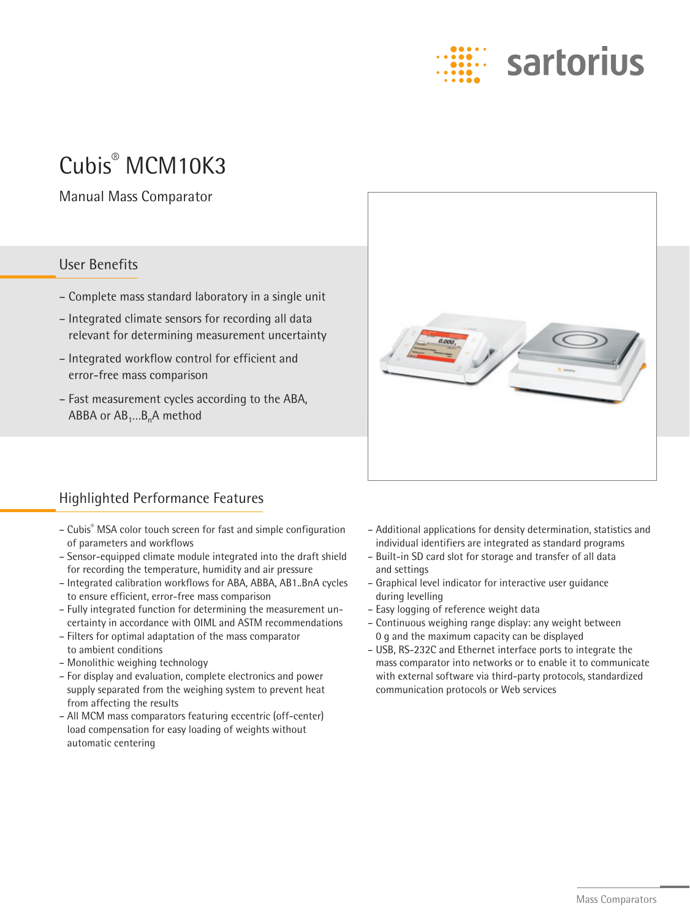# Cubis® MCM10K3

Manual Mass Comparator

## User Benefits

- Complete mass standard laboratory in a single unit
- Integrated climate sensors for recording all data relevant for determining measurement uncertainty
- Integrated workflow control for efficient and error-free mass comparison
- Fast measurement cycles according to the ABA, ABBA or $AB_1 \ldots B_nA$ method

## Highlighted Performance Features

- Cubis® MSA color touch screen for fast and simple configuration of parameters and workflows
- Sensor-equipped climate module integrated into the draft shield for recording the temperature, humidity and air pressure
- Integrated calibration workflows for ABA, ABBA, AB1..BnA cycles to ensure efficient, error-free mass comparison
- Fully integrated function for determining the measurement uncertainty in accordance with OIML and ASTM recommendations
- Filters for optimal adaptation of the mass comparator to ambient conditions
- Monolithic weighing technology
- For display and evaluation, complete electronics and power supply separated from the weighing system to prevent heat from affecting the results
- All MCM mass comparators featuring eccentric (off-center) load compensation for easy loading of weights without automatic centering
- Additional applications for density determination, statistics and individual identifiers are integrated as standard programs
- Built-in SD card slot for storage and transfer of all data and settings
- Graphical level indicator for interactive user guidance during levelling
- Easy logging of reference weight data
- Continuous weighing range display: any weight between 0 g and the maximum capacity can be displayed
- USB, RS-232C and Ethernet interface ports to integrate the mass comparator into networks or to enable it to communicate with external software via third-party protocols, standardized communication protocols or Web services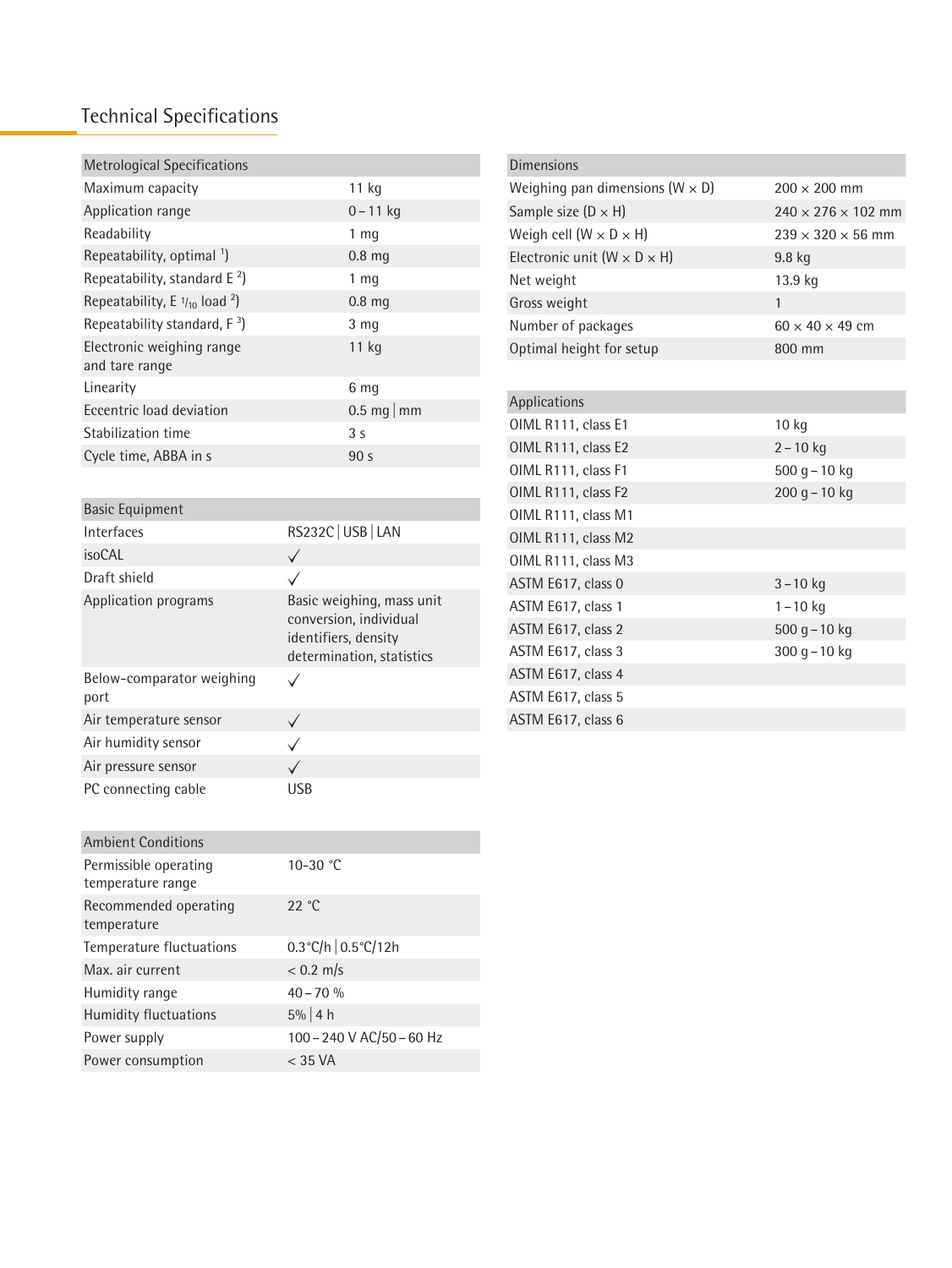## Technical Specifications

| Metrological Specifications | |
|---|---|
| Maximum capacity | 11 kg |
| Application range | 0 – 11 kg |
| Readability | 1 mg |
| Repeatability, optimal [1] | 0.8 mg |
| Repeatability, standard E [2] | 1 mg |
| Repeatability, E $^{1}/_{10}$ load [2] | 0.8 mg |
| Repeatability standard, F [3] | 3 mg |
| Electronic weighing range and tare range | 11 kg |
| Linearity | 6 mg |
| Eccentric load deviation | 0.5 mg \| mm |
| Stabilization time | 3 s |
| Cycle time, ABBA in s | 90 s |

| Basic Equipment | |
|---|---|
| Interfaces | RS232C \| USB \| LAN |
| isoCAL | ✓ |
| Draft shield | ✓ |
| Application programs | Basic weighing, mass unit conversion, individual identifiers, density determination, statistics |
| Below-comparator weighing port | ✓ |
| Air temperature sensor | ✓ |
| Air humidity sensor | ✓ |
| Air pressure sensor | ✓ |
| PC connecting cable | USB |

| Ambient Conditions | |
|---|---|
| Permissible operating temperature range | 10-30 °C |
| Recommended operating temperature | 22 °C |
| Temperature fluctuations | 0.3°C/h \| 0.5°C/12h |
| Max. air current | < 0.2 m/s |
| Humidity range | 40 – 70 % |
| Humidity fluctuations | 5% \| 4 h |
| Power supply | 100 – 240 V AC/50 – 60 Hz |
| Power consumption | < 35 VA |

| Dimensions | |
|---|---|
| Weighing pan dimensions (W × D) | 200 × 200 mm |
| Sample size (D × H) | 240 × 276 × 102 mm |
| Weigh cell (W × D × H) | 239 × 320 × 56 mm |
| Electronic unit (W × D × H) | 9.8 kg |
| Net weight | 13.9 kg |
| Gross weight | 1 |
| Number of packages | 60 × 40 × 49 cm |
| Optimal height for setup | 800 mm |

| Applications | |
|---|---|
| OIML R111, class E1 | 10 kg |
| OIML R111, class E2 | 2 – 10 kg |
| OIML R111, class F1 | 500 g – 10 kg |
| OIML R111, class F2 | 200 g – 10 kg |
| OIML R111, class M1 | |
| OIML R111, class M2 | |
| OIML R111, class M3 | |
| ASTM E617, class 0 | 3 – 10 kg |
| ASTM E617, class 1 | 1 – 10 kg |
| ASTM E617, class 2 | 500 g – 10 kg |
| ASTM E617, class 3 | 300 g – 10 kg |
| ASTM E617, class 4 | |
| ASTM E617, class 5 | |
| ASTM E617, class 6 | |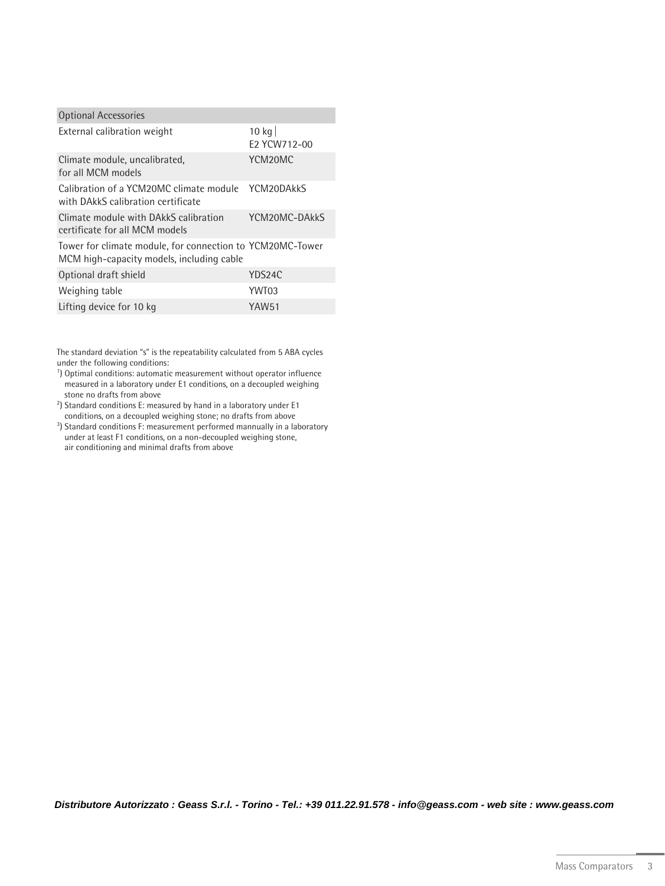| Optional Accessories | |
|---|---|
| External calibration weight | 10 kg \| E2 YCW712-00 |
| Climate module, uncalibrated, for all MCM models | YCM20MC |
| Calibration of a YCM20MC climate module with DAkkS calibration certificate | YCM20DAkkS |
| Climate module with DAkkS calibration certificate for all MCM models | YCM20MC-DAkkS |
| Tower for climate module, for connection to MCM high-capacity models, including cable | YCM20MC-Tower |
| Optional draft shield | YDS24C |
| Weighing table | YWT03 |
| Lifting device for 10 kg | YAW51 |

The standard deviation "s" is the repeatability calculated from 5 ABA cycles under the following conditions:

[1]) Optimal conditions: automatic measurement without operator influence measured in a laboratory under E1 conditions, on a decoupled weighing stone no drafts from above

[2]) Standard conditions E: measured by hand in a laboratory under E1 conditions, on a decoupled weighing stone; no drafts from above

[3]) Standard conditions F: measurement performed mannually in a laboratory under at least F1 conditions, on a non-decoupled weighing stone, air conditioning and minimal drafts from above

***Distributore Autorizzato : Geass S.r.l. - Torino - Tel.: +39 011.22.91.578 - info@geass.com - web site : www.geass.com***